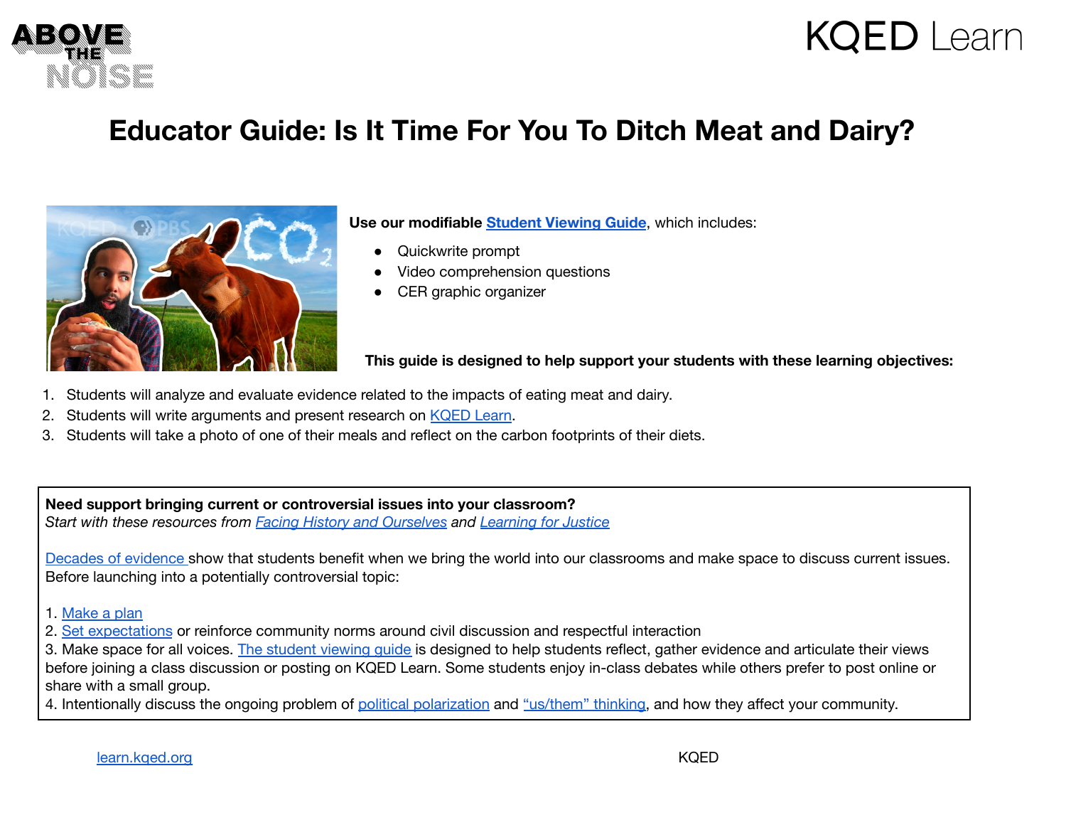# Educator Guide: Is It Time For You To Ditch Meat and Dairy?

**Use our modifiable Student Viewing Guide**, which includes:

- Quickwrite prompt
- Video comprehension questions
- CER graphic organizer

**This guide is designed to help support your students with these learning objectives:**

1. Students will analyze and evaluate evidence related to the impacts of eating meat and dairy.
2. Students will write arguments and present research on KQED Learn.
3. Students will take a photo of one of their meals and reflect on the carbon footprints of their diets.

**Need support bringing current or controversial issues into your classroom?**
*Start with these resources from Facing History and Ourselves and Learning for Justice*

Decades of evidence show that students benefit when we bring the world into our classrooms and make space to discuss current issues. Before launching into a potentially controversial topic:

1. Make a plan
2. Set expectations or reinforce community norms around civil discussion and respectful interaction
3. Make space for all voices. The student viewing guide is designed to help students reflect, gather evidence and articulate their views before joining a class discussion or posting on KQED Learn. Some students enjoy in-class debates while others prefer to post online or share with a small group.
4. Intentionally discuss the ongoing problem of political polarization and "us/them" thinking, and how they affect your community.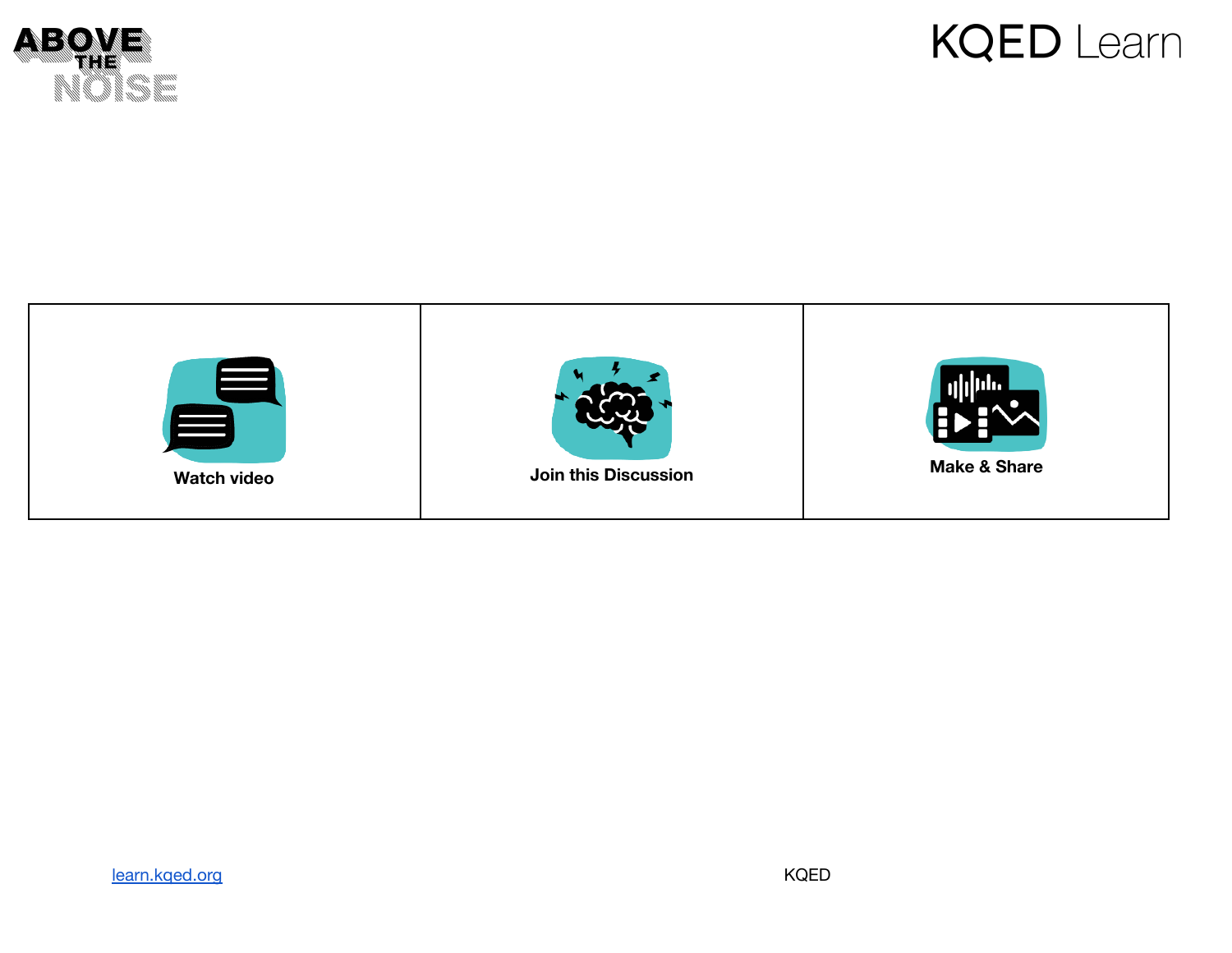| | | |
|---|---|---|
| Watch video | Join this Discussion | Make & Share |

learn.kqed.org

KQED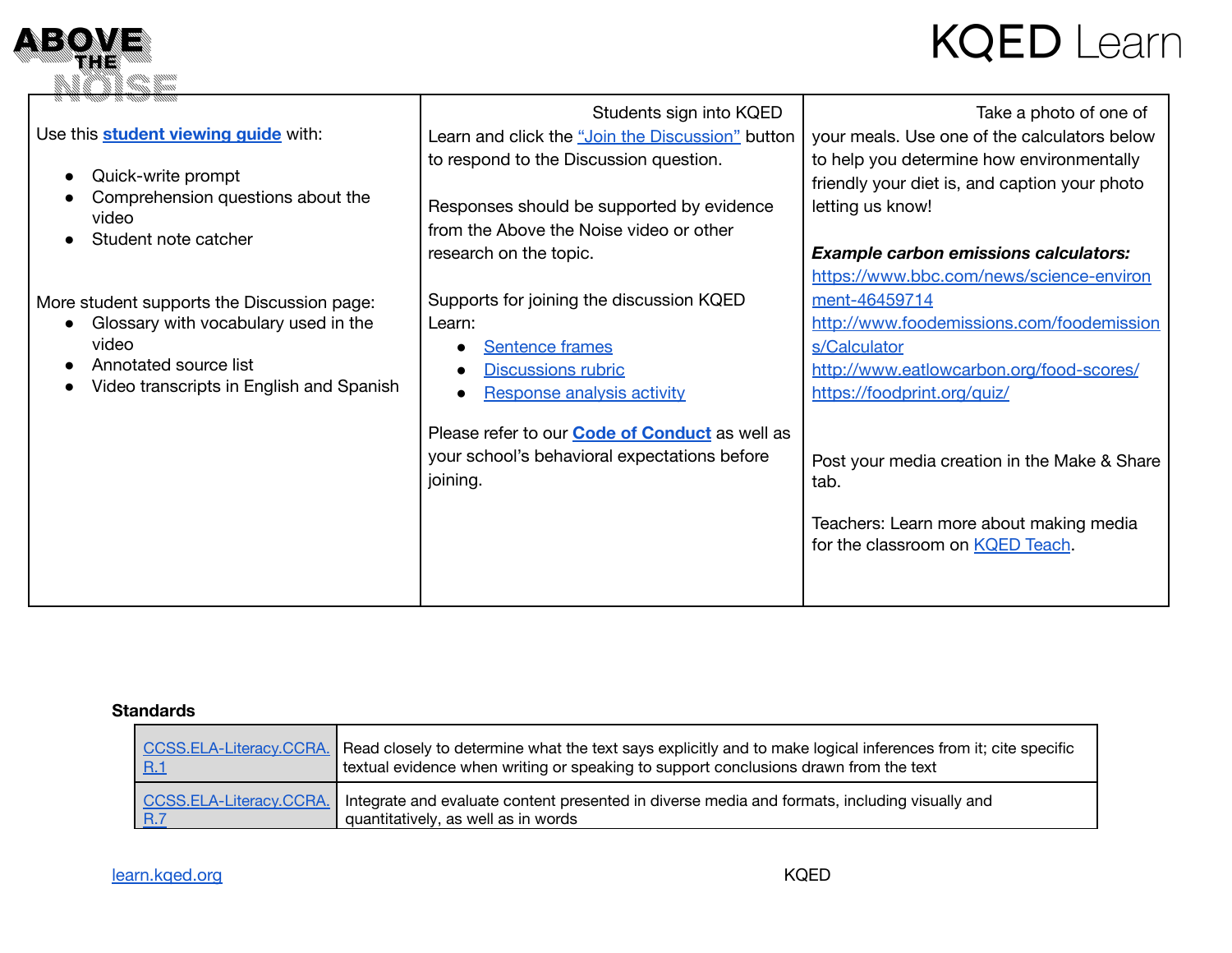| Use this **student viewing guide** with:<br><br>• Quick-write prompt<br>• Comprehension questions about the video<br>• Student note catcher<br><br>More student supports the Discussion page:<br>• Glossary with vocabulary used in the video<br>• Annotated source list<br>• Video transcripts in English and Spanish | Students sign into KQED Learn and click the "Join the Discussion" button to respond to the Discussion question.<br><br>Responses should be supported by evidence from the Above the Noise video or other research on the topic.<br><br>Supports for joining the discussion KQED Learn:<br>• Sentence frames<br>• Discussions rubric<br>• Response analysis activity<br><br>Please refer to our **Code of Conduct** as well as your school's behavioral expectations before joining. | Take a photo of one of your meals. Use one of the calculators below to help you determine how environmentally friendly your diet is, and caption your photo letting us know!<br><br>***Example carbon emissions calculators:***<br>https://www.bbc.com/news/science-environment-46459714<br>http://www.foodemissions.com/foodemissions/Calculator<br>http://www.eatlowcarbon.org/food-scores/<br>https://foodprint.org/quiz/<br><br>Post your media creation in the Make & Share tab.<br><br>Teachers: Learn more about making media for the classroom on KQED Teach. |
|---|---|---|

**Standards**

| CCSS.ELA-Literacy.CCRA.R.1 | Read closely to determine what the text says explicitly and to make logical inferences from it; cite specific textual evidence when writing or speaking to support conclusions drawn from the text |
|---|---|
| CCSS.ELA-Literacy.CCRA.R.7 | Integrate and evaluate content presented in diverse media and formats, including visually and quantitatively, as well as in words |

learn.kqed.org KQED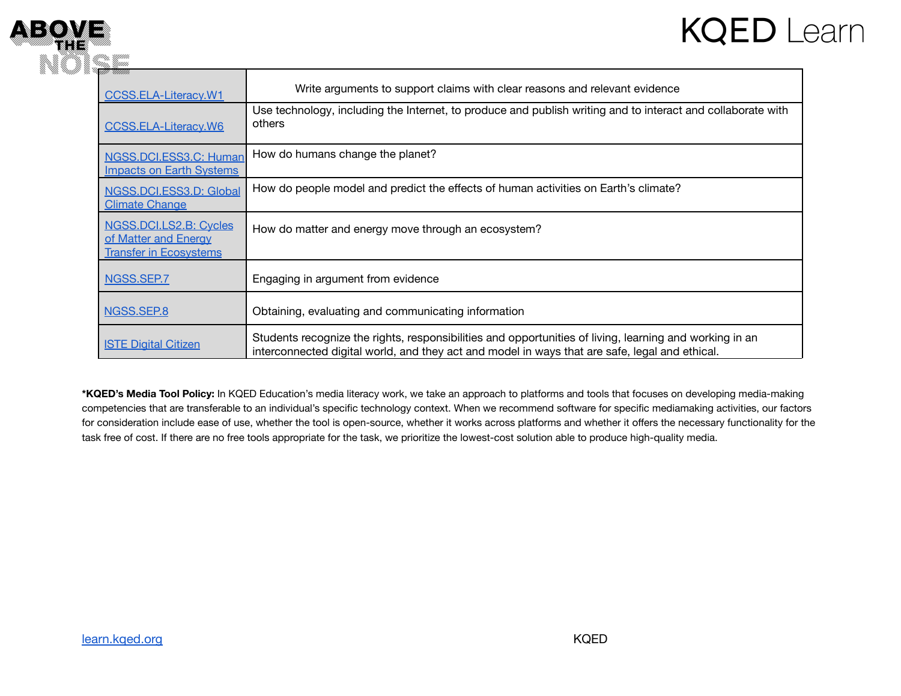| | |
|---|---|
| CCSS.ELA-Literacy.W1 | Write arguments to support claims with clear reasons and relevant evidence |
| CCSS.ELA-Literacy.W6 | Use technology, including the Internet, to produce and publish writing and to interact and collaborate with others |
| NGSS.DCI.ESS3.C: Human Impacts on Earth Systems | How do humans change the planet? |
| NGSS.DCI.ESS3.D: Global Climate Change | How do people model and predict the effects of human activities on Earth's climate? |
| NGSS.DCI.LS2.B: Cycles of Matter and Energy Transfer in Ecosystems | How do matter and energy move through an ecosystem? |
| NGSS.SEP.7 | Engaging in argument from evidence |
| NGSS.SEP.8 | Obtaining, evaluating and communicating information |
| ISTE Digital Citizen | Students recognize the rights, responsibilities and opportunities of living, learning and working in an interconnected digital world, and they act and model in ways that are safe, legal and ethical. |

**\*KQED's Media Tool Policy:** In KQED Education's media literacy work, we take an approach to platforms and tools that focuses on developing media-making competencies that are transferable to an individual's specific technology context. When we recommend software for specific mediamaking activities, our factors for consideration include ease of use, whether the tool is open-source, whether it works across platforms and whether it offers the necessary functionality for the task free of cost. If there are no free tools appropriate for the task, we prioritize the lowest-cost solution able to produce high-quality media.